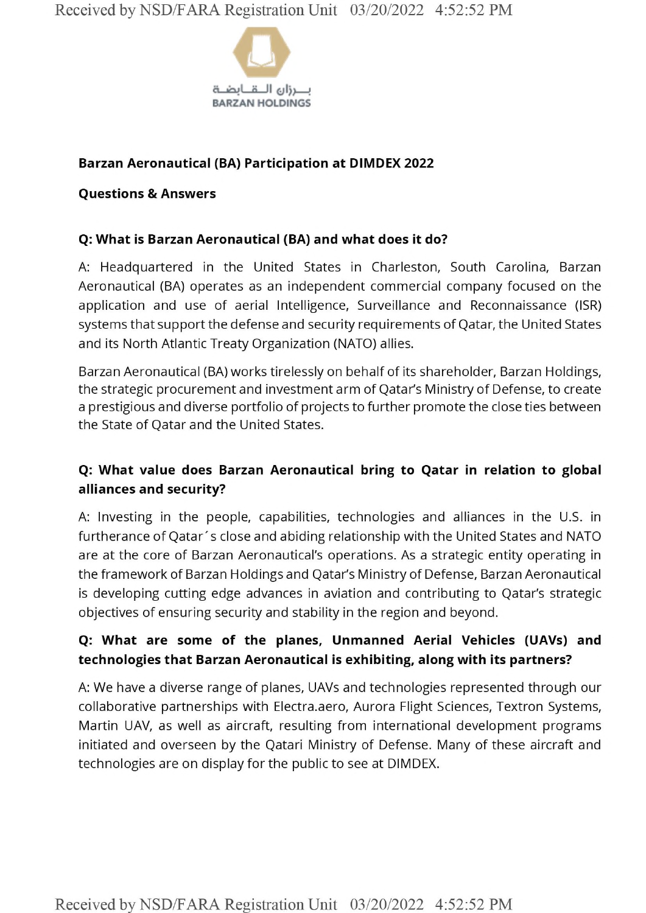بــرزان الـقــابضـة
BARZAN HOLDINGS

**Barzan Aeronautical (BA) Participation at DIMDEX 2022**

**Questions & Answers**

**Q: What is Barzan Aeronautical (BA) and what does it do?**

A: Headquartered in the United States in Charleston, South Carolina, Barzan Aeronautical (BA) operates as an independent commercial company focused on the application and use of aerial Intelligence, Surveillance and Reconnaissance (ISR) systems that support the defense and security requirements of Qatar, the United States and its North Atlantic Treaty Organization (NATO) allies.

Barzan Aeronautical (BA) works tirelessly on behalf of its shareholder, Barzan Holdings, the strategic procurement and investment arm of Qatar's Ministry of Defense, to create a prestigious and diverse portfolio of projects to further promote the close ties between the State of Qatar and the United States.

**Q: What value does Barzan Aeronautical bring to Qatar in relation to global alliances and security?**

A: Investing in the people, capabilities, technologies and alliances in the U.S. in furtherance of Qatar´s close and abiding relationship with the United States and NATO are at the core of Barzan Aeronautical's operations. As a strategic entity operating in the framework of Barzan Holdings and Qatar's Ministry of Defense, Barzan Aeronautical is developing cutting edge advances in aviation and contributing to Qatar's strategic objectives of ensuring security and stability in the region and beyond.

**Q: What are some of the planes, Unmanned Aerial Vehicles (UAVs) and technologies that Barzan Aeronautical is exhibiting, along with its partners?**

A: We have a diverse range of planes, UAVs and technologies represented through our collaborative partnerships with Electra.aero, Aurora Flight Sciences, Textron Systems, Martin UAV, as well as aircraft, resulting from international development programs initiated and overseen by the Qatari Ministry of Defense. Many of these aircraft and technologies are on display for the public to see at DIMDEX.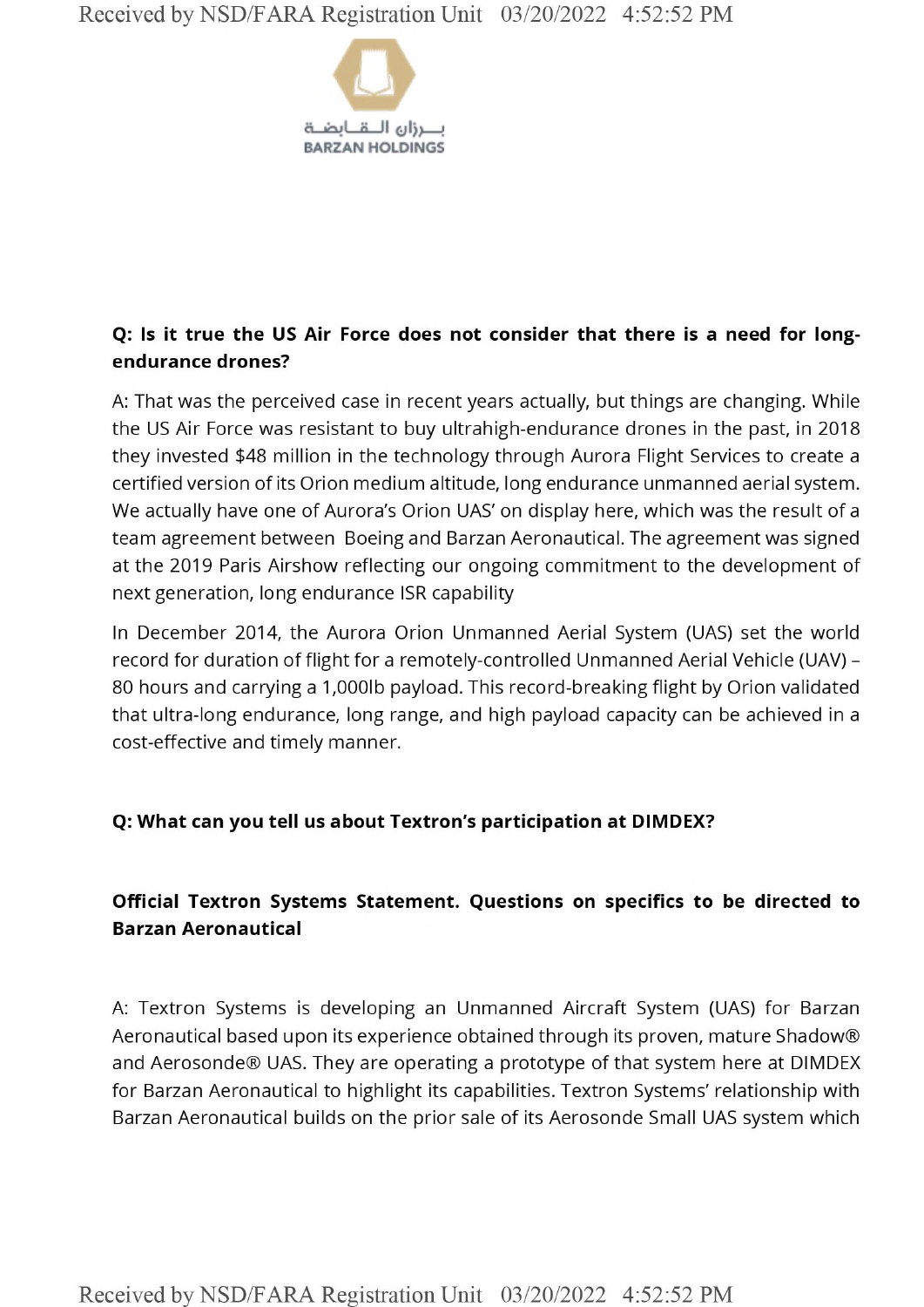برزان القابضة
BARZAN HOLDINGS

**Q: Is it true the US Air Force does not consider that there is a need for long-endurance drones?**

A: That was the perceived case in recent years actually, but things are changing. While the US Air Force was resistant to buy ultrahigh-endurance drones in the past, in 2018 they invested $48 million in the technology through Aurora Flight Services to create a certified version of its Orion medium altitude, long endurance unmanned aerial system. We actually have one of Aurora's Orion UAS' on display here, which was the result of a team agreement between Boeing and Barzan Aeronautical. The agreement was signed at the 2019 Paris Airshow reflecting our ongoing commitment to the development of next generation, long endurance ISR capability

In December 2014, the Aurora Orion Unmanned Aerial System (UAS) set the world record for duration of flight for a remotely-controlled Unmanned Aerial Vehicle (UAV) – 80 hours and carrying a 1,000lb payload. This record-breaking flight by Orion validated that ultra-long endurance, long range, and high payload capacity can be achieved in a cost-effective and timely manner.

**Q: What can you tell us about Textron's participation at DIMDEX?**

**Official Textron Systems Statement. Questions on specifics to be directed to Barzan Aeronautical**

A: Textron Systems is developing an Unmanned Aircraft System (UAS) for Barzan Aeronautical based upon its experience obtained through its proven, mature Shadow® and Aerosonde® UAS. They are operating a prototype of that system here at DIMDEX for Barzan Aeronautical to highlight its capabilities. Textron Systems' relationship with Barzan Aeronautical builds on the prior sale of its Aerosonde Small UAS system which